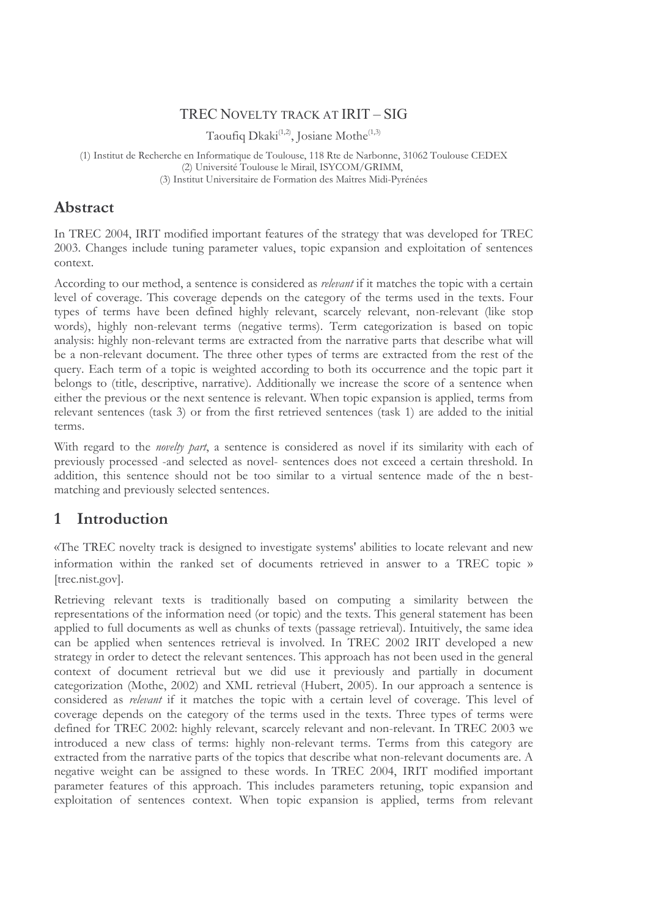# TREC NOVELTY TRACK AT IRIT – SIG

Taoufiq Dkaki[1,2], Josiane Mothe[1,3]

(1) Institut de Recherche en Informatique de Toulouse, 118 Rte de Narbonne, 31062 Toulouse CEDEX
(2) Université Toulouse le Mirail, ISYCOM/GRIMM,
(3) Institut Universitaire de Formation des Maîtres Midi-Pyrénées

## Abstract

In TREC 2004, IRIT modified important features of the strategy that was developed for TREC 2003. Changes include tuning parameter values, topic expansion and exploitation of sentences context.

According to our method, a sentence is considered as *relevant* if it matches the topic with a certain level of coverage. This coverage depends on the category of the terms used in the texts. Four types of terms have been defined highly relevant, scarcely relevant, non-relevant (like stop words), highly non-relevant terms (negative terms). Term categorization is based on topic analysis: highly non-relevant terms are extracted from the narrative parts that describe what will be a non-relevant document. The three other types of terms are extracted from the rest of the query. Each term of a topic is weighted according to both its occurrence and the topic part it belongs to (title, descriptive, narrative). Additionally we increase the score of a sentence when either the previous or the next sentence is relevant. When topic expansion is applied, terms from relevant sentences (task 3) or from the first retrieved sentences (task 1) are added to the initial terms.

With regard to the *novelty part*, a sentence is considered as novel if its similarity with each of previously processed -and selected as novel- sentences does not exceed a certain threshold. In addition, this sentence should not be too similar to a virtual sentence made of the n best-matching and previously selected sentences.

## 1 Introduction

«The TREC novelty track is designed to investigate systems' abilities to locate relevant and new information within the ranked set of documents retrieved in answer to a TREC topic » [trec.nist.gov].

Retrieving relevant texts is traditionally based on computing a similarity between the representations of the information need (or topic) and the texts. This general statement has been applied to full documents as well as chunks of texts (passage retrieval). Intuitively, the same idea can be applied when sentences retrieval is involved. In TREC 2002 IRIT developed a new strategy in order to detect the relevant sentences. This approach has not been used in the general context of document retrieval but we did use it previously and partially in document categorization (Mothe, 2002) and XML retrieval (Hubert, 2005). In our approach a sentence is considered as *relevant* if it matches the topic with a certain level of coverage. This level of coverage depends on the category of the terms used in the texts. Three types of terms were defined for TREC 2002: highly relevant, scarcely relevant and non-relevant. In TREC 2003 we introduced a new class of terms: highly non-relevant terms. Terms from this category are extracted from the narrative parts of the topics that describe what non-relevant documents are. A negative weight can be assigned to these words. In TREC 2004, IRIT modified important parameter features of this approach. This includes parameters retuning, topic expansion and exploitation of sentences context. When topic expansion is applied, terms from relevant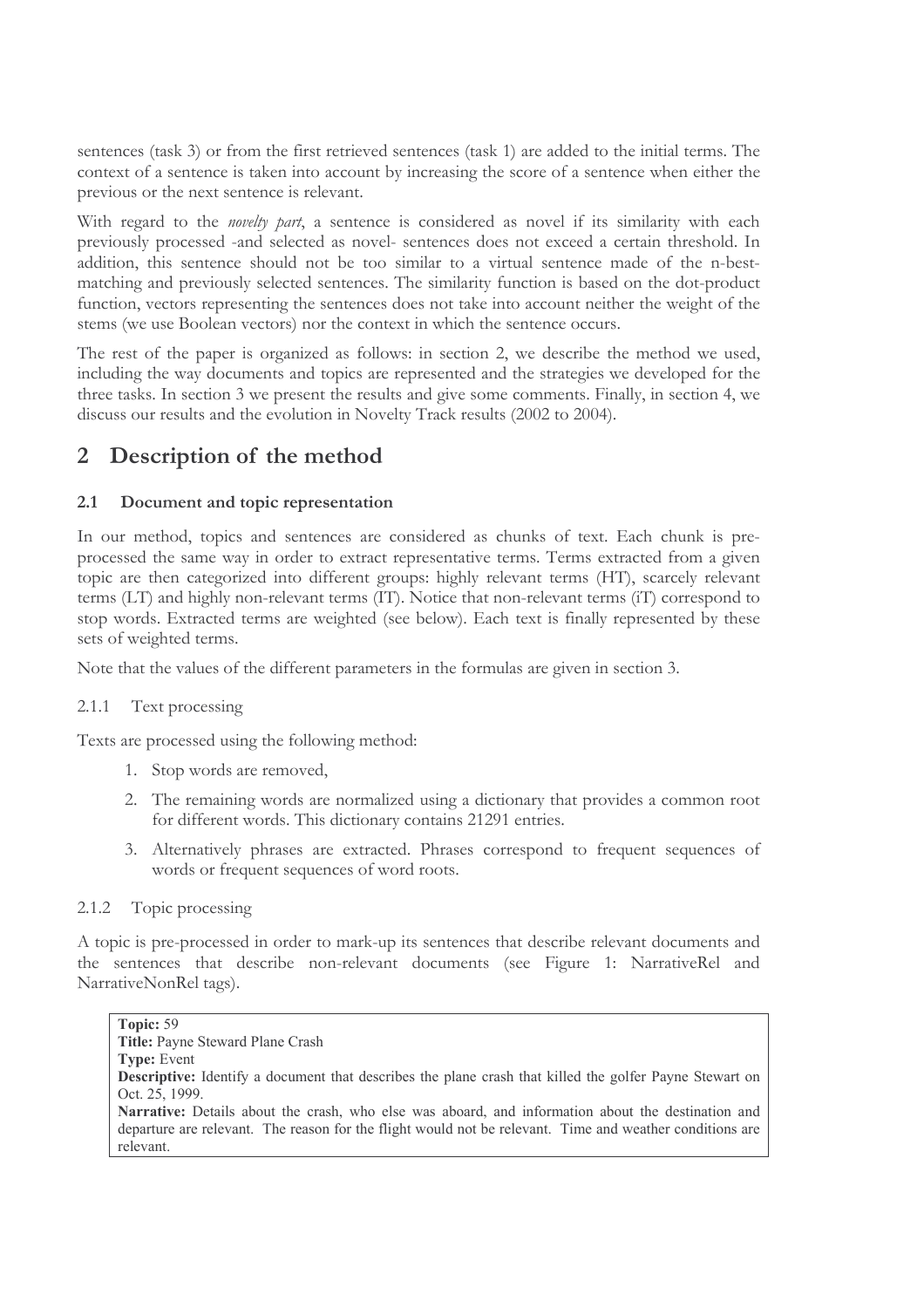sentences (task 3) or from the first retrieved sentences (task 1) are added to the initial terms. The context of a sentence is taken into account by increasing the score of a sentence when either the previous or the next sentence is relevant.

With regard to the *novelty part*, a sentence is considered as novel if its similarity with each previously processed -and selected as novel- sentences does not exceed a certain threshold. In addition, this sentence should not be too similar to a virtual sentence made of the n-best-matching and previously selected sentences. The similarity function is based on the dot-product function, vectors representing the sentences does not take into account neither the weight of the stems (we use Boolean vectors) nor the context in which the sentence occurs.

The rest of the paper is organized as follows: in section 2, we describe the method we used, including the way documents and topics are represented and the strategies we developed for the three tasks. In section 3 we present the results and give some comments. Finally, in section 4, we discuss our results and the evolution in Novelty Track results (2002 to 2004).

# 2 Description of the method

## 2.1 Document and topic representation

In our method, topics and sentences are considered as chunks of text. Each chunk is pre-processed the same way in order to extract representative terms. Terms extracted from a given topic are then categorized into different groups: highly relevant terms (HT), scarcely relevant terms (LT) and highly non-relevant terms (IT). Notice that non-relevant terms (iT) correspond to stop words. Extracted terms are weighted (see below). Each text is finally represented by these sets of weighted terms.

Note that the values of the different parameters in the formulas are given in section 3.

### 2.1.1 Text processing

Texts are processed using the following method:

1. Stop words are removed,
2. The remaining words are normalized using a dictionary that provides a common root for different words. This dictionary contains 21291 entries.
3. Alternatively phrases are extracted. Phrases correspond to frequent sequences of words or frequent sequences of word roots.

### 2.1.2 Topic processing

A topic is pre-processed in order to mark-up its sentences that describe relevant documents and the sentences that describe non-relevant documents (see Figure 1: NarrativeRel and NarrativeNonRel tags).

**Topic:** 59
**Title:** Payne Steward Plane Crash
**Type:** Event
**Descriptive:** Identify a document that describes the plane crash that killed the golfer Payne Stewart on Oct. 25, 1999.
**Narrative:** Details about the crash, who else was aboard, and information about the destination and departure are relevant. The reason for the flight would not be relevant. Time and weather conditions are relevant.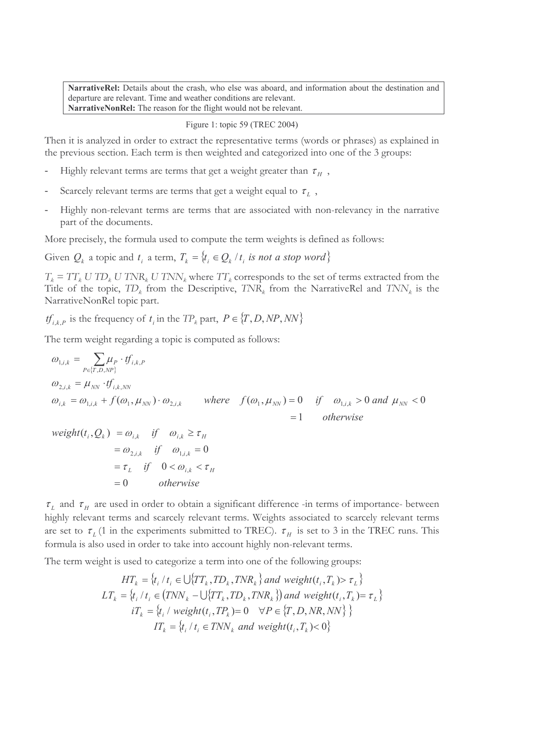**NarrativeRel:** Details about the crash, who else was aboard, and information about the destination and departure are relevant. Time and weather conditions are relevant.
**NarrativeNonRel:** The reason for the flight would not be relevant.

Figure 1: topic 59 (TREC 2004)

Then it is analyzed in order to extract the representative terms (words or phrases) as explained in the previous section. Each term is then weighted and categorized into one of the 3 groups:

- Highly relevant terms are terms that get a weight greater than $\tau_H$ ,
- Scarcely relevant terms are terms that get a weight equal to $\tau_L$ ,
- Highly non-relevant terms are terms that are associated with non-relevancy in the narrative part of the documents.

More precisely, the formula used to compute the term weights is defined as follows:

Given $Q_k$ a topic and $t_i$ a term, $T_k = \{t_i \in Q_k / t_i \text{ is not a stop word}\}$

$T_k = TT_k \; U \; TD_k \; U \; TNR_k \; U \; TNN_k$ where $TT_k$ corresponds to the set of terms extracted from the Title of the topic, $TD_k$ from the Descriptive, $TNR_k$ from the NarrativeRel and $TNN_k$ is the NarrativeNonRel topic part.

$tf_{i,k,P}$ is the frequency of $t_i$ in the $TP_k$ part, $P \in \{T, D, NP, NN\}$

The term weight regarding a topic is computed as follows:

$$\omega_{1,i,k} = \sum_{P \in \{T,D,NP\}} \mu_P \cdot tf_{i,k,P}$$

$$\omega_{2,i,k} = \mu_{NN} \cdot tf_{i,k,NN}$$

$$\omega_{i,k} = \omega_{1,i,k} + f(\omega_1, \mu_{NN}) \cdot \omega_{2,i,k} \qquad where \quad f(\omega_1, \mu_{NN}) = 0 \quad if \quad \omega_{1,i,k} > 0 \text{ and } \mu_{NN} < 0$$
$$= 1 \qquad otherwise$$

$$weight(t_i, Q_k) = \begin{cases} \omega_{i,k} & if \quad \omega_{i,k} \geq \tau_H \\ \omega_{2,i,k} & if \quad \omega_{1,i,k} = 0 \\ \tau_L & if \quad 0 < \omega_{i,k} < \tau_H \\ 0 & otherwise \end{cases}$$

$\tau_L$ and $\tau_H$ are used in order to obtain a significant difference -in terms of importance- between highly relevant terms and scarcely relevant terms. Weights associated to scarcely relevant terms are set to $\tau_L$ (1 in the experiments submitted to TREC). $\tau_H$ is set to 3 in the TREC runs. This formula is also used in order to take into account highly non-relevant terms.

The term weight is used to categorize a term into one of the following groups:

$$HT_k = \{t_i / t_i \in \bigcup\{TT_k, TD_k, TNR_k\} \text{ and } weight(t_i, T_k) > \tau_L\}$$
$$LT_k = \{t_i / t_i \in (TNN_k - \bigcup\{TT_k, TD_k, TNR_k\}) \text{ and } weight(t_i, T_k) = \tau_L\}$$
$$iT_k = \{t_i / weight(t_i, TP_k) = 0 \quad \forall P \in \{T, D, NR, NN\}\}$$
$$IT_k = \{t_i / t_i \in TNN_k \text{ and } weight(t_i, T_k) < 0\}$$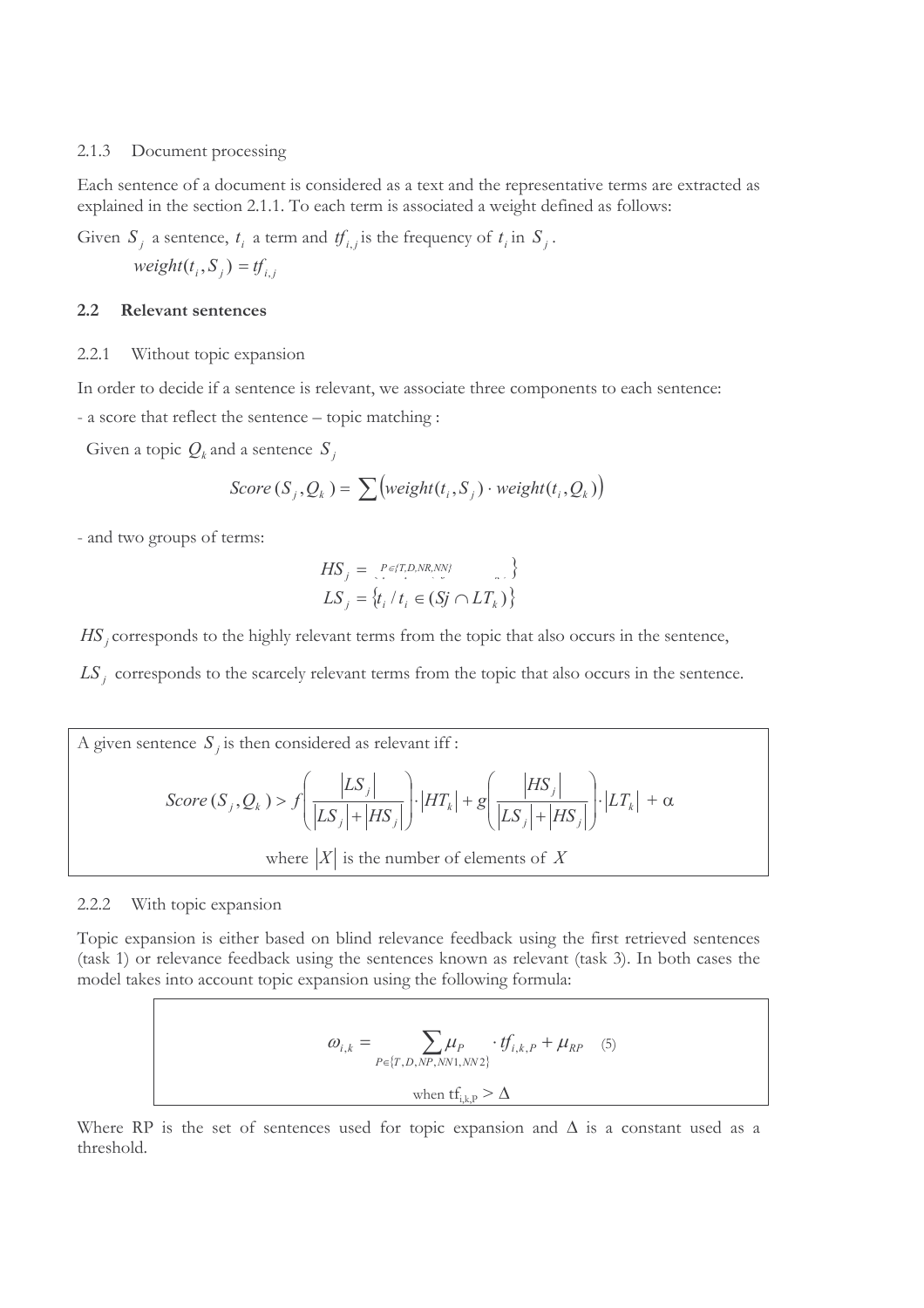2.1.3 Document processing

Each sentence of a document is considered as a text and the representative terms are extracted as explained in the section 2.1.1. To each term is associated a weight defined as follows:

Given $S_j$ a sentence, $t_i$ a term and $tf_{i,j}$ is the frequency of $t_i$ in $S_j$.

$$weight(t_i, S_j) = tf_{i,j}$$

### 2.2 Relevant sentences

2.2.1 Without topic expansion

In order to decide if a sentence is relevant, we associate three components to each sentence:

- a score that reflect the sentence – topic matching :

Given a topic $Q_k$ and a sentence $S_j$

$$Score(S_j, Q_k) = \sum \left( weight(t_i, S_j) \cdot weight(t_i, Q_k) \right)$$

- and two groups of terms:

$$HS_j = \ _{P \in \{T,D,NR,NN\}} \qquad \}$$

$$LS_j = \{ t_i / t_i \in (Sj \cap LT_k) \}$$

$HS_j$ corresponds to the highly relevant terms from the topic that also occurs in the sentence,

$LS_j$ corresponds to the scarcely relevant terms from the topic that also occurs in the sentence.

A given sentence $S_j$ is then considered as relevant iff :

$$Score(S_j, Q_k) > f\left( \frac{|LS_j|}{|LS_j| + |HS_j|} \right) \cdot |HT_k| + g\left( \frac{|HS_j|}{|LS_j| + |HS_j|} \right) \cdot |LT_k| + \alpha$$

where $|X|$ is the number of elements of $X$

2.2.2 With topic expansion

Topic expansion is either based on blind relevance feedback using the first retrieved sentences (task 1) or relevance feedback using the sentences known as relevant (task 3). In both cases the model takes into account topic expansion using the following formula:

$$\omega_{i,k} = \sum_{P \in \{T,D,NP,NN1,NN2\}} \mu_P \cdot tf_{i,k,P} + \mu_{RP} \quad (5)$$

when $tf_{i,k,P} > \Delta$

Where RP is the set of sentences used for topic expansion and $\Delta$ is a constant used as a threshold.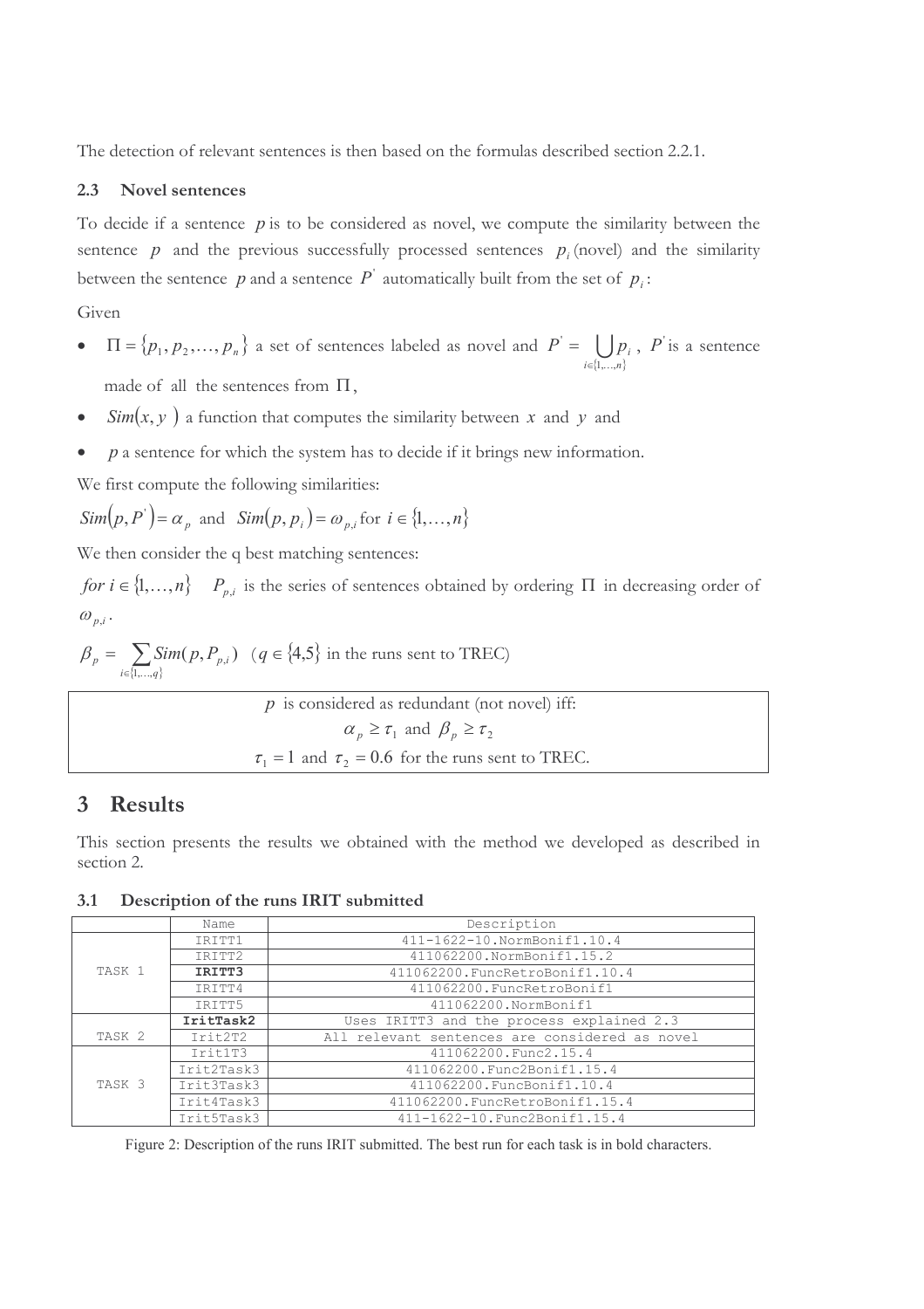The detection of relevant sentences is then based on the formulas described section 2.2.1.

### 2.3 Novel sentences

To decide if a sentence $p$ is to be considered as novel, we compute the similarity between the sentence $p$ and the previous successfully processed sentences $p_i$ (novel) and the similarity between the sentence $p$ and a sentence $P^{'}$ automatically built from the set of $p_i$:

Given

- $\Pi = \{p_1, p_2, \ldots, p_n\}$ a set of sentences labeled as novel and $P^{'} = \bigcup_{i \in \{1,\ldots,n\}} p_i$, $P^{'}$ is a sentence made of all the sentences from $\Pi$,
- $Sim(x, y)$ a function that computes the similarity between $x$ and $y$ and
- $p$ a sentence for which the system has to decide if it brings new information.

We first compute the following similarities:

$Sim(p, P^{'}) = \alpha_p$ and $Sim(p, p_i) = \omega_{p,i}$ for $i \in \{1,\ldots,n\}$

We then consider the q best matching sentences:

*for* $i \in \{1,\ldots,n\}$ $P_{p,i}$ is the series of sentences obtained by ordering $\Pi$ in decreasing order of $\omega_{p,i}$.

$\beta_p = \sum_{i \in \{1,\ldots,q\}} Sim(p, P_{p,i})$ ($q \in \{4,5\}$ in the runs sent to TREC)

$p$ is considered as redundant (not novel) iff:

$$\alpha_p \geq \tau_1 \text{ and } \beta_p \geq \tau_2$$

$\tau_1 = 1$ and $\tau_2 = 0.6$ for the runs sent to TREC.

# 3 Results

This section presents the results we obtained with the method we developed as described in section 2.

### 3.1 Description of the runs IRIT submitted

| | Name | Description |
|---|---|---|
| TASK 1 | IRITT1 | 411-1622-10.NormBonif1.10.4 |
| | IRITT2 | 411062200.NormBonif1.15.2 |
| | **IRITT3** | 411062200.FuncRetroBonif1.10.4 |
| | IRITT4 | 411062200.FuncRetroBonif1 |
| | IRITT5 | 411062200.NormBonif1 |
| TASK 2 | **IritTask2** | Uses IRITT3 and the process explained 2.3 |
| | Irit2T2 | All relevant sentences are considered as novel |
| TASK 3 | Irit1T3 | 411062200.Func2.15.4 |
| | Irit2Task3 | 411062200.Func2Bonif1.15.4 |
| | Irit3Task3 | 411062200.FuncBonif1.10.4 |
| | Irit4Task3 | 411062200.FuncRetroBonif1.15.4 |
| | Irit5Task3 | 411-1622-10.Func2Bonif1.15.4 |

Figure 2: Description of the runs IRIT submitted. The best run for each task is in bold characters.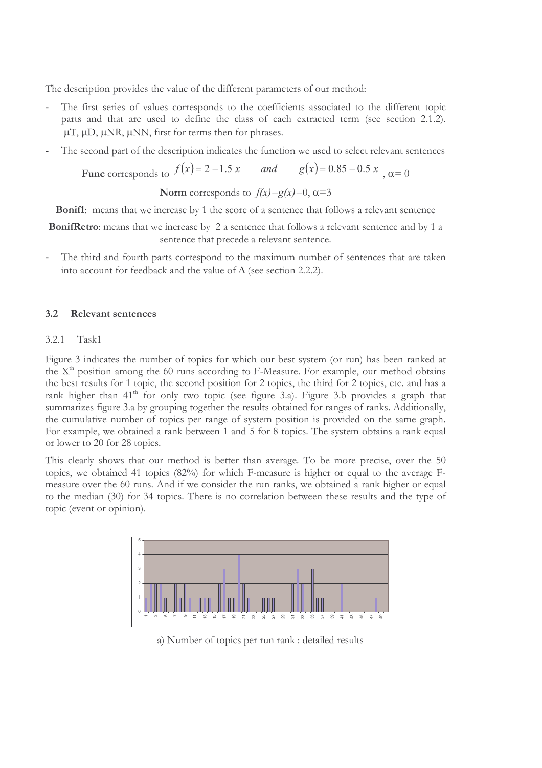The description provides the value of the different parameters of our method:

- The first series of values corresponds to the coefficients associated to the different topic parts and that are used to define the class of each extracted term (see section 2.1.2). μT, μD, μNR, μNN, first for terms then for phrases.
- The second part of the description indicates the function we used to select relevant sentences

**Func** corresponds to $f(x) = 2 - 1.5\,x$ *and* $g(x) = 0.85 - 0.5\,x$, $\alpha = 0$

**Norm** corresponds to $f(x)=g(x)=0$, $\alpha=3$

**Bonif1**: means that we increase by 1 the score of a sentence that follows a relevant sentence

**BonifRetro**: means that we increase by 2 a sentence that follows a relevant sentence and by 1 a sentence that precede a relevant sentence.

- The third and fourth parts correspond to the maximum number of sentences that are taken into account for feedback and the value of $\Delta$ (see section 2.2.2).

## 3.2 Relevant sentences

### 3.2.1 Task1

Figure 3 indicates the number of topics for which our best system (or run) has been ranked at the X[th] position among the 60 runs according to F-Measure. For example, our method obtains the best results for 1 topic, the second position for 2 topics, the third for 2 topics, etc. and has a rank higher than 41[th] for only two topic (see figure 3.a). Figure 3.b provides a graph that summarizes figure 3.a by grouping together the results obtained for ranges of ranks. Additionally, the cumulative number of topics per range of system position is provided on the same graph. For example, we obtained a rank between 1 and 5 for 8 topics. The system obtains a rank equal or lower to 20 for 28 topics.

This clearly shows that our method is better than average. To be more precise, over the 50 topics, we obtained 41 topics (82%) for which F-measure is higher or equal to the average F-measure over the 60 runs. And if we consider the run ranks, we obtained a rank higher or equal to the median (30) for 34 topics. There is no correlation between these results and the type of topic (event or opinion).

a) Number of topics per run rank : detailed results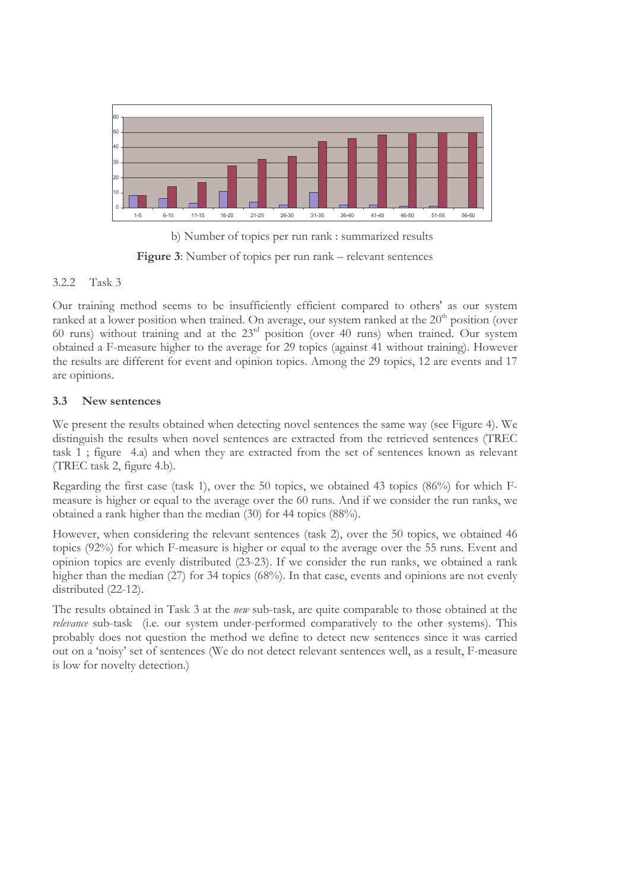b) Number of topics per run rank : summarized results

**Figure 3**: Number of topics per run rank – relevant sentences

3.2.2 Task 3

Our training method seems to be insufficiently efficient compared to others' as our system ranked at a lower position when trained. On average, our system ranked at the 20[th] position (over 60 runs) without training and at the 23[rd] position (over 40 runs) when trained. Our system obtained a F-measure higher to the average for 29 topics (against 41 without training). However the results are different for event and opinion topics. Among the 29 topics, 12 are events and 17 are opinions.

### 3.3 New sentences

We present the results obtained when detecting novel sentences the same way (see Figure 4). We distinguish the results when novel sentences are extracted from the retrieved sentences (TREC task 1 ; figure 4.a) and when they are extracted from the set of sentences known as relevant (TREC task 2, figure 4.b).

Regarding the first case (task 1), over the 50 topics, we obtained 43 topics (86%) for which F-measure is higher or equal to the average over the 60 runs. And if we consider the run ranks, we obtained a rank higher than the median (30) for 44 topics (88%).

However, when considering the relevant sentences (task 2), over the 50 topics, we obtained 46 topics (92%) for which F-measure is higher or equal to the average over the 55 runs. Event and opinion topics are evenly distributed (23-23). If we consider the run ranks, we obtained a rank higher than the median (27) for 34 topics (68%). In that case, events and opinions are not evenly distributed (22-12).

The results obtained in Task 3 at the *new* sub-task, are quite comparable to those obtained at the *relevance* sub-task (i.e. our system under-performed comparatively to the other systems). This probably does not question the method we define to detect new sentences since it was carried out on a 'noisy' set of sentences (We do not detect relevant sentences well, as a result, F-measure is low for novelty detection.)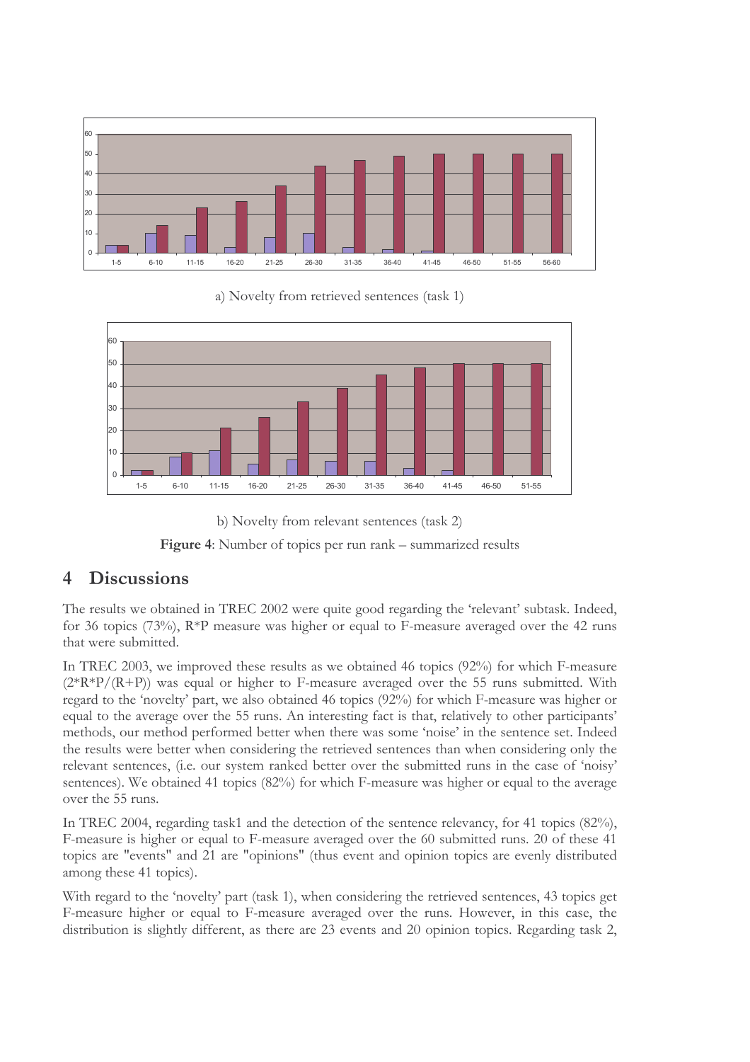a) Novelty from retrieved sentences (task 1)

b) Novelty from relevant sentences (task 2)

**Figure 4**: Number of topics per run rank – summarized results

## 4 Discussions

The results we obtained in TREC 2002 were quite good regarding the 'relevant' subtask. Indeed, for 36 topics (73%), R*P measure was higher or equal to F-measure averaged over the 42 runs that were submitted.

In TREC 2003, we improved these results as we obtained 46 topics (92%) for which F-measure (2*R*P/(R+P)) was equal or higher to F-measure averaged over the 55 runs submitted. With regard to the 'novelty' part, we also obtained 46 topics (92%) for which F-measure was higher or equal to the average over the 55 runs. An interesting fact is that, relatively to other participants' methods, our method performed better when there was some 'noise' in the sentence set. Indeed the results were better when considering the retrieved sentences than when considering only the relevant sentences, (i.e. our system ranked better over the submitted runs in the case of 'noisy' sentences). We obtained 41 topics (82%) for which F-measure was higher or equal to the average over the 55 runs.

In TREC 2004, regarding task1 and the detection of the sentence relevancy, for 41 topics (82%), F-measure is higher or equal to F-measure averaged over the 60 submitted runs. 20 of these 41 topics are "events" and 21 are "opinions" (thus event and opinion topics are evenly distributed among these 41 topics).

With regard to the 'novelty' part (task 1), when considering the retrieved sentences, 43 topics get F-measure higher or equal to F-measure averaged over the runs. However, in this case, the distribution is slightly different, as there are 23 events and 20 opinion topics. Regarding task 2,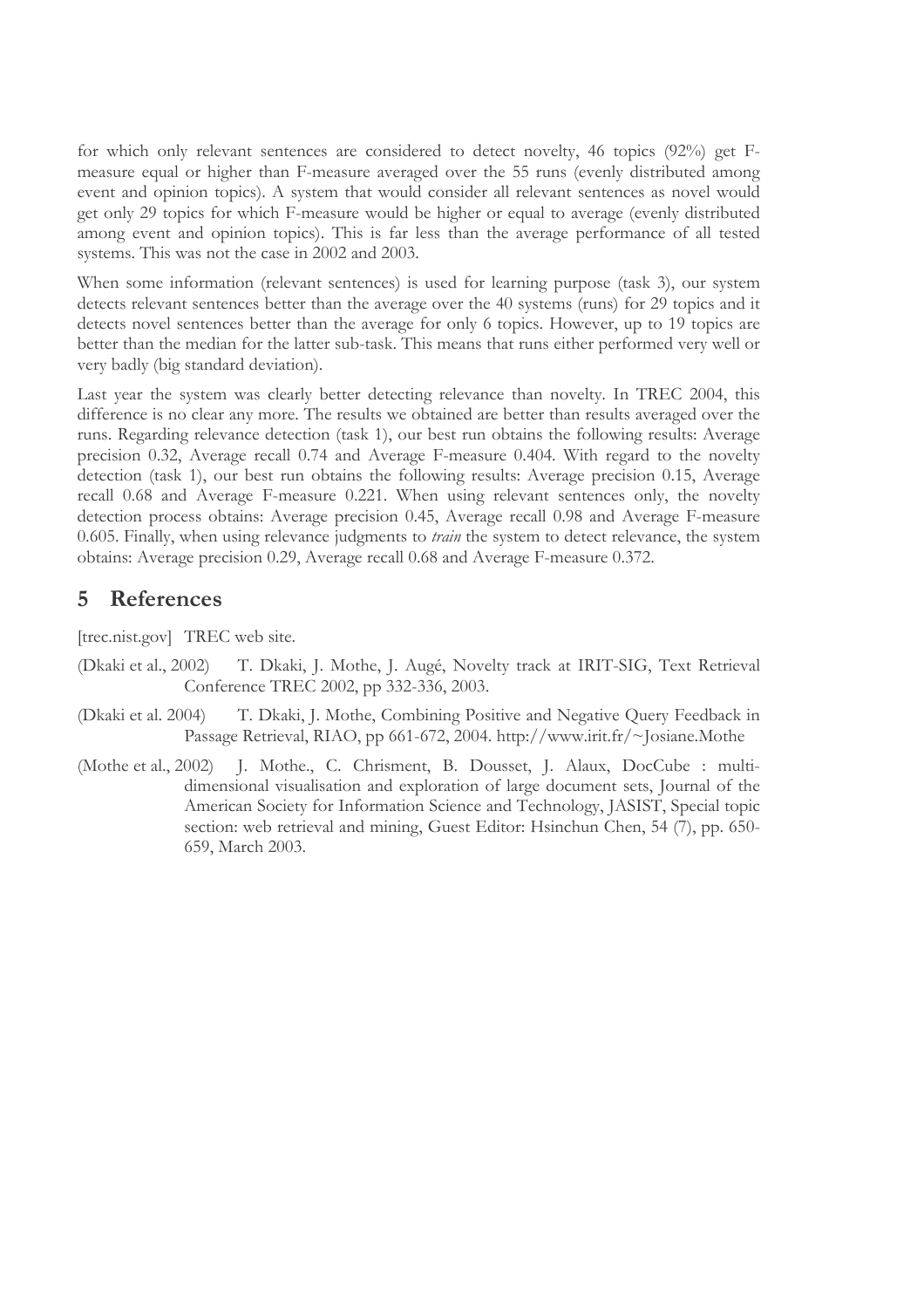for which only relevant sentences are considered to detect novelty, 46 topics (92%) get F-measure equal or higher than F-measure averaged over the 55 runs (evenly distributed among event and opinion topics). A system that would consider all relevant sentences as novel would get only 29 topics for which F-measure would be higher or equal to average (evenly distributed among event and opinion topics). This is far less than the average performance of all tested systems. This was not the case in 2002 and 2003.

When some information (relevant sentences) is used for learning purpose (task 3), our system detects relevant sentences better than the average over the 40 systems (runs) for 29 topics and it detects novel sentences better than the average for only 6 topics. However, up to 19 topics are better than the median for the latter sub-task. This means that runs either performed very well or very badly (big standard deviation).

Last year the system was clearly better detecting relevance than novelty. In TREC 2004, this difference is no clear any more. The results we obtained are better than results averaged over the runs. Regarding relevance detection (task 1), our best run obtains the following results: Average precision 0.32, Average recall 0.74 and Average F-measure 0.404. With regard to the novelty detection (task 1), our best run obtains the following results: Average precision 0.15, Average recall 0.68 and Average F-measure 0.221. When using relevant sentences only, the novelty detection process obtains: Average precision 0.45, Average recall 0.98 and Average F-measure 0.605. Finally, when using relevance judgments to *train* the system to detect relevance, the system obtains: Average precision 0.29, Average recall 0.68 and Average F-measure 0.372.

## 5 References

[trec.nist.gov] TREC web site.

(Dkaki et al., 2002) T. Dkaki, J. Mothe, J. Augé, Novelty track at IRIT-SIG, Text Retrieval Conference TREC 2002, pp 332-336, 2003.

(Dkaki et al. 2004) T. Dkaki, J. Mothe, Combining Positive and Negative Query Feedback in Passage Retrieval, RIAO, pp 661-672, 2004. http://www.irit.fr/~Josiane.Mothe

(Mothe et al., 2002) J. Mothe., C. Chrisment, B. Dousset, J. Alaux, DocCube : multi-dimensional visualisation and exploration of large document sets, Journal of the American Society for Information Science and Technology, JASIST, Special topic section: web retrieval and mining, Guest Editor: Hsinchun Chen, 54 (7), pp. 650-659, March 2003.